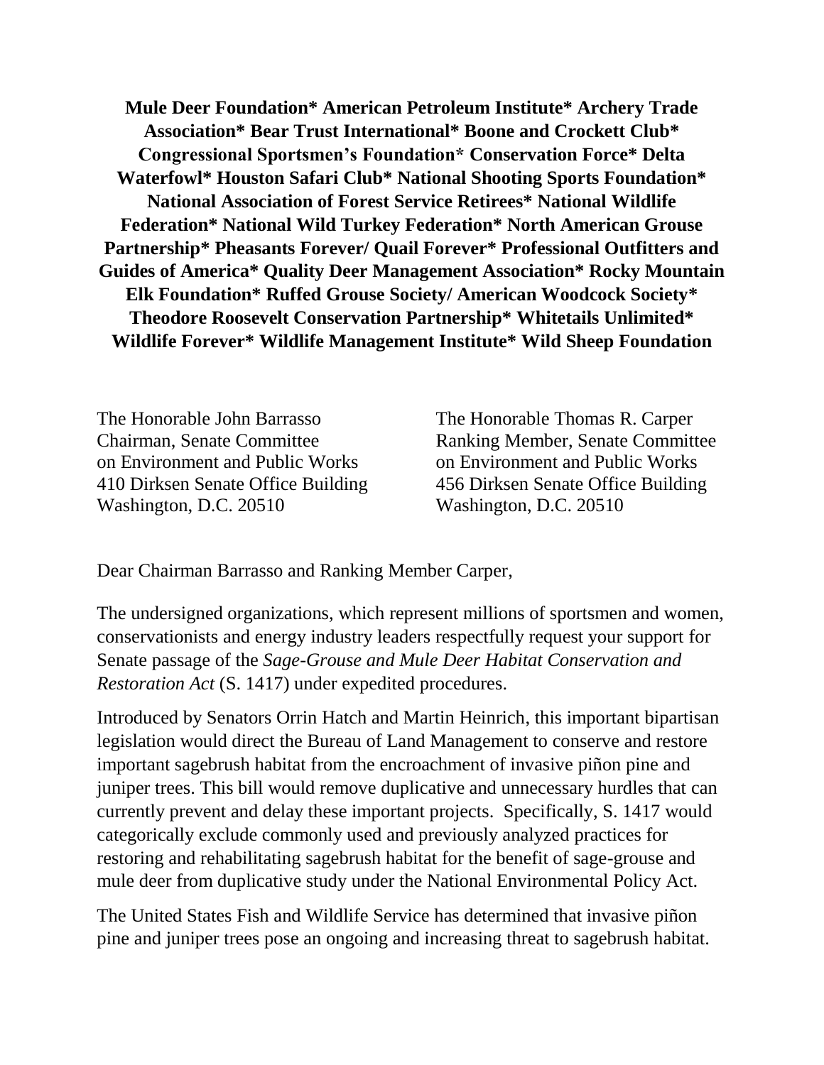**Mule Deer Foundation* American Petroleum Institute* Archery Trade Association* Bear Trust International* Boone and Crockett Club* Congressional Sportsmen's Foundation* Conservation Force* Delta Waterfowl* Houston Safari Club* National Shooting Sports Foundation* National Association of Forest Service Retirees* National Wildlife Federation* National Wild Turkey Federation* North American Grouse Partnership* Pheasants Forever/ Quail Forever* Professional Outfitters and Guides of America* Quality Deer Management Association* Rocky Mountain Elk Foundation* Ruffed Grouse Society/ American Woodcock Society* Theodore Roosevelt Conservation Partnership* Whitetails Unlimited* Wildlife Forever* Wildlife Management Institute* Wild Sheep Foundation**

The Honorable John Barrasso
Chairman, Senate Committee
on Environment and Public Works
410 Dirksen Senate Office Building
Washington, D.C. 20510

The Honorable Thomas R. Carper
Ranking Member, Senate Committee
on Environment and Public Works
456 Dirksen Senate Office Building
Washington, D.C. 20510

Dear Chairman Barrasso and Ranking Member Carper,

The undersigned organizations, which represent millions of sportsmen and women, conservationists and energy industry leaders respectfully request your support for Senate passage of the *Sage-Grouse and Mule Deer Habitat Conservation and Restoration Act* (S. 1417) under expedited procedures.

Introduced by Senators Orrin Hatch and Martin Heinrich, this important bipartisan legislation would direct the Bureau of Land Management to conserve and restore important sagebrush habitat from the encroachment of invasive piñon pine and juniper trees. This bill would remove duplicative and unnecessary hurdles that can currently prevent and delay these important projects. Specifically, S. 1417 would categorically exclude commonly used and previously analyzed practices for restoring and rehabilitating sagebrush habitat for the benefit of sage-grouse and mule deer from duplicative study under the National Environmental Policy Act.

The United States Fish and Wildlife Service has determined that invasive piñon pine and juniper trees pose an ongoing and increasing threat to sagebrush habitat.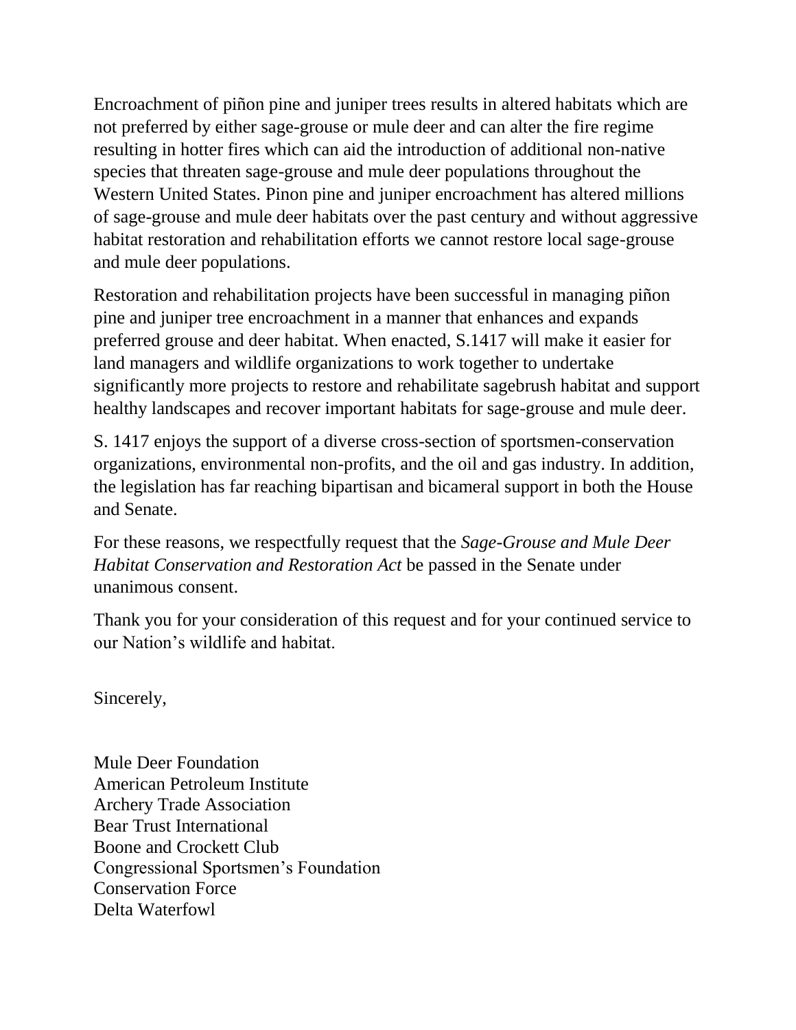Encroachment of piñon pine and juniper trees results in altered habitats which are not preferred by either sage-grouse or mule deer and can alter the fire regime resulting in hotter fires which can aid the introduction of additional non-native species that threaten sage-grouse and mule deer populations throughout the Western United States. Pinon pine and juniper encroachment has altered millions of sage-grouse and mule deer habitats over the past century and without aggressive habitat restoration and rehabilitation efforts we cannot restore local sage-grouse and mule deer populations.

Restoration and rehabilitation projects have been successful in managing piñon pine and juniper tree encroachment in a manner that enhances and expands preferred grouse and deer habitat. When enacted, S.1417 will make it easier for land managers and wildlife organizations to work together to undertake significantly more projects to restore and rehabilitate sagebrush habitat and support healthy landscapes and recover important habitats for sage-grouse and mule deer.

S. 1417 enjoys the support of a diverse cross-section of sportsmen-conservation organizations, environmental non-profits, and the oil and gas industry. In addition, the legislation has far reaching bipartisan and bicameral support in both the House and Senate.

For these reasons, we respectfully request that the *Sage-Grouse and Mule Deer Habitat Conservation and Restoration Act* be passed in the Senate under unanimous consent.

Thank you for your consideration of this request and for your continued service to our Nation's wildlife and habitat.

Sincerely,

Mule Deer Foundation
American Petroleum Institute
Archery Trade Association
Bear Trust International
Boone and Crockett Club
Congressional Sportsmen's Foundation
Conservation Force
Delta Waterfowl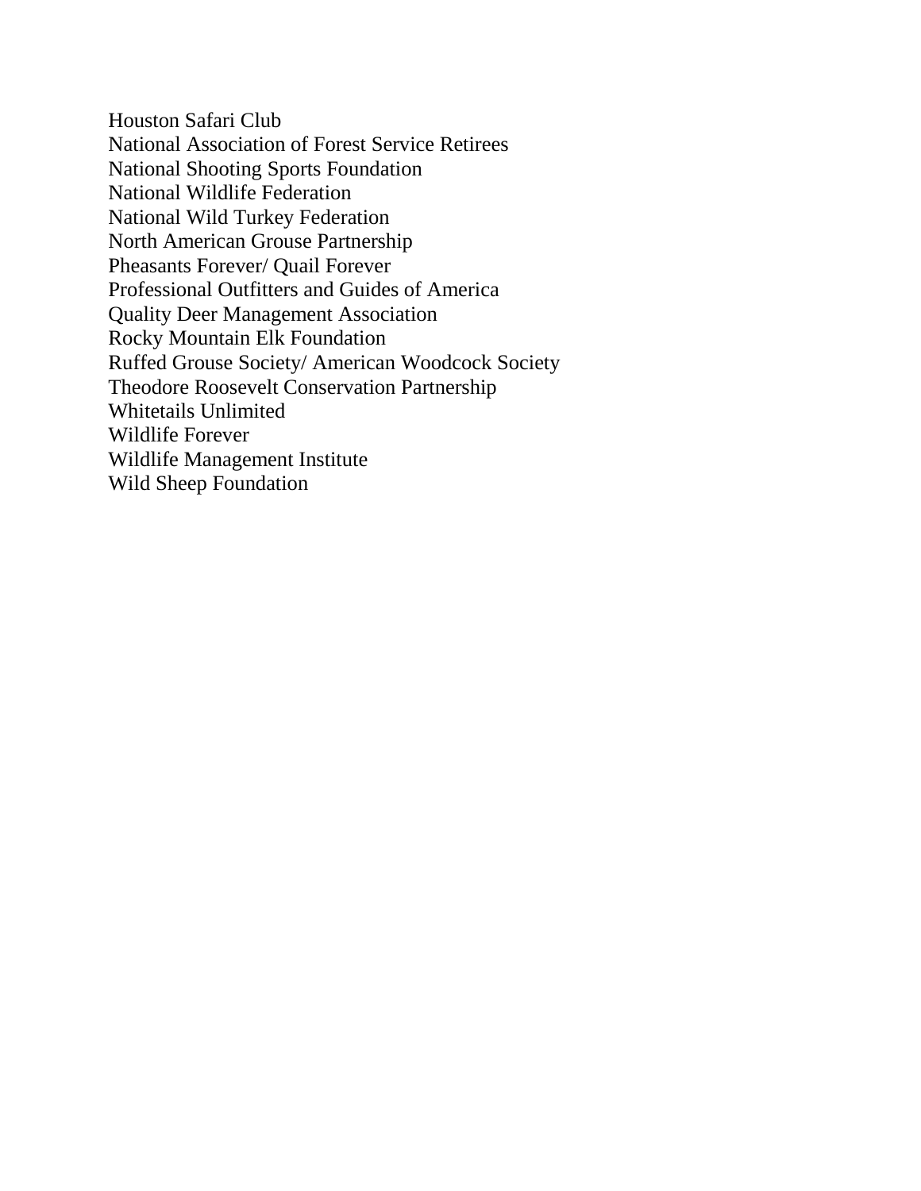Houston Safari Club
National Association of Forest Service Retirees
National Shooting Sports Foundation
National Wildlife Federation
National Wild Turkey Federation
North American Grouse Partnership
Pheasants Forever/ Quail Forever
Professional Outfitters and Guides of America
Quality Deer Management Association
Rocky Mountain Elk Foundation
Ruffed Grouse Society/ American Woodcock Society
Theodore Roosevelt Conservation Partnership
Whitetails Unlimited
Wildlife Forever
Wildlife Management Institute
Wild Sheep Foundation